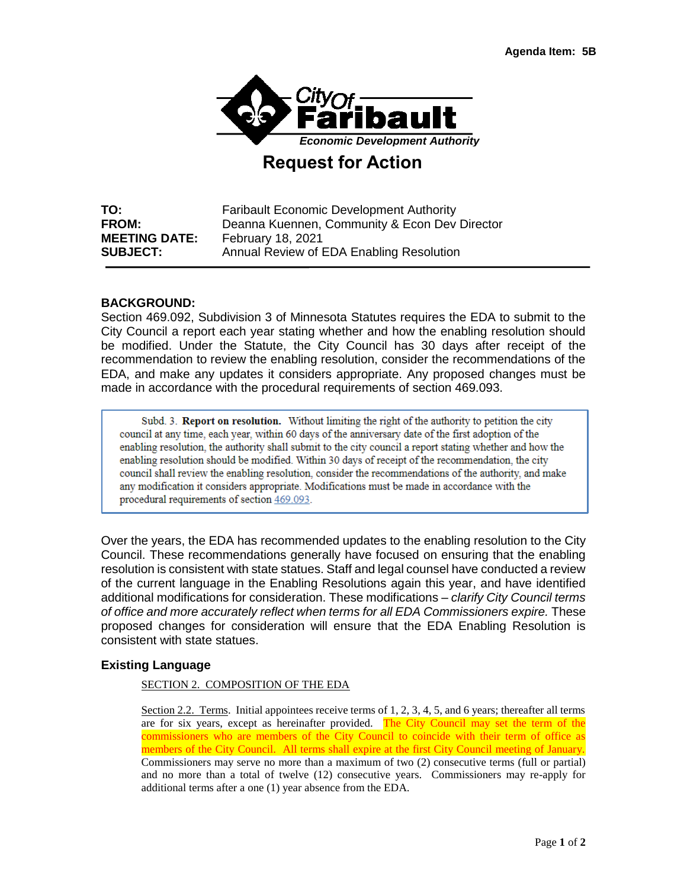Agenda Item: 5B

City Of Faribault
*Economic Development Authority*

# Request for Action

**TO:** Faribault Economic Development Authority
**FROM:** Deanna Kuennen, Community & Econ Dev Director
**MEETING DATE:** February 18, 2021
**SUBJECT:** Annual Review of EDA Enabling Resolution

## BACKGROUND:

Section 469.092, Subdivision 3 of Minnesota Statutes requires the EDA to submit to the City Council a report each year stating whether and how the enabling resolution should be modified. Under the Statute, the City Council has 30 days after receipt of the recommendation to review the enabling resolution, consider the recommendations of the EDA, and make any updates it considers appropriate. Any proposed changes must be made in accordance with the procedural requirements of section 469.093.

> Subd. 3. **Report on resolution.** Without limiting the right of the authority to petition the city council at any time, each year, within 60 days of the anniversary date of the first adoption of the enabling resolution, the authority shall submit to the city council a report stating whether and how the enabling resolution should be modified. Within 30 days of receipt of the recommendation, the city council shall review the enabling resolution, consider the recommendations of the authority, and make any modification it considers appropriate. Modifications must be made in accordance with the procedural requirements of section 469.093.

Over the years, the EDA has recommended updates to the enabling resolution to the City Council. These recommendations generally have focused on ensuring that the enabling resolution is consistent with state statues. Staff and legal counsel have conducted a review of the current language in the Enabling Resolutions again this year, and have identified additional modifications for consideration. These modifications – *clarify City Council terms of office and more accurately reflect when terms for all EDA Commissioners expire.* These proposed changes for consideration will ensure that the EDA Enabling Resolution is consistent with state statues.

### Existing Language

SECTION 2. COMPOSITION OF THE EDA

Section 2.2. Terms. Initial appointees receive terms of 1, 2, 3, 4, 5, and 6 years; thereafter all terms are for six years, except as hereinafter provided. The City Council may set the term of the commissioners who are members of the City Council to coincide with their term of office as members of the City Council. All terms shall expire at the first City Council meeting of January. Commissioners may serve no more than a maximum of two (2) consecutive terms (full or partial) and no more than a total of twelve (12) consecutive years. Commissioners may re-apply for additional terms after a one (1) year absence from the EDA.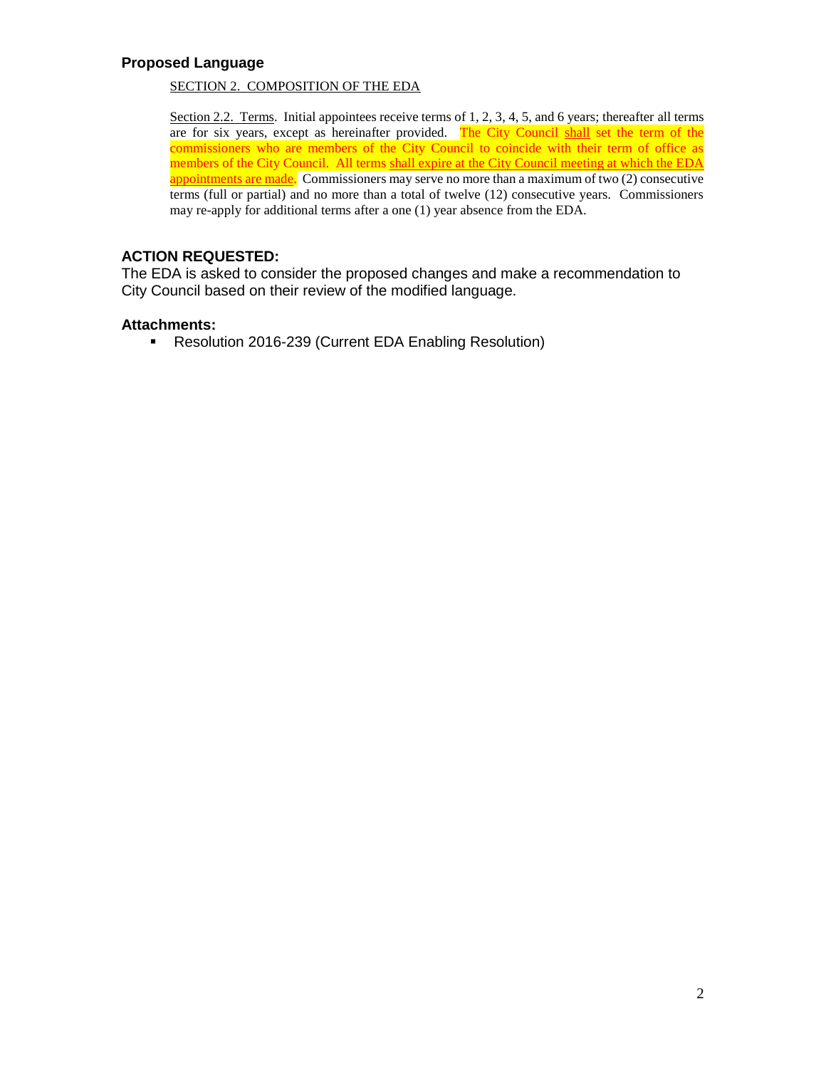### Proposed Language

<u>SECTION 2. COMPOSITION OF THE EDA</u>

<u>Section 2.2. Terms</u>. Initial appointees receive terms of 1, 2, 3, 4, 5, and 6 years; thereafter all terms are for six years, except as hereinafter provided. The City Council <u>shall</u> set the term of the commissioners who are members of the City Council to coincide with their term of office as members of the City Council. All terms <u>shall expire at the City Council meeting at which the EDA appointments are made</u>. Commissioners may serve no more than a maximum of two (2) consecutive terms (full or partial) and no more than a total of twelve (12) consecutive years. Commissioners may re-apply for additional terms after a one (1) year absence from the EDA.

### ACTION REQUESTED:

The EDA is asked to consider the proposed changes and make a recommendation to City Council based on their review of the modified language.

### Attachments:

- Resolution 2016-239 (Current EDA Enabling Resolution)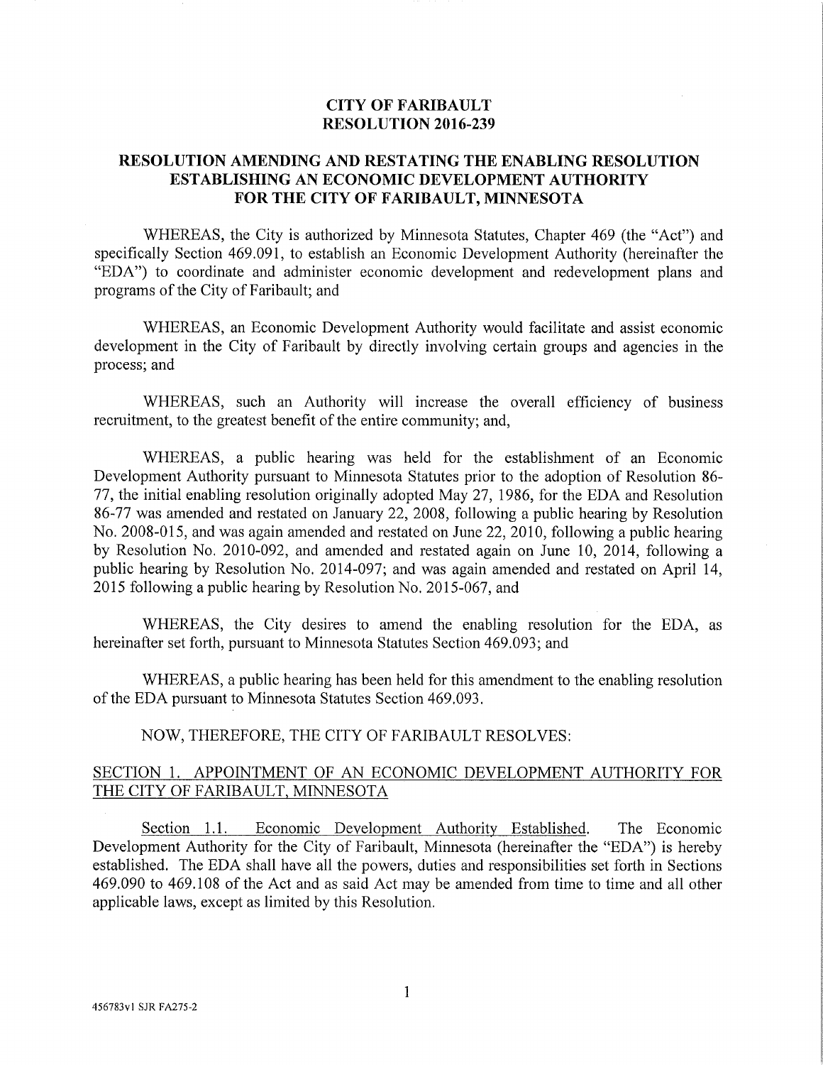**CITY OF FARIBAULT**
**RESOLUTION 2016-239**

# RESOLUTION AMENDING AND RESTATING THE ENABLING RESOLUTION ESTABLISHING AN ECONOMIC DEVELOPMENT AUTHORITY FOR THE CITY OF FARIBAULT, MINNESOTA

WHEREAS, the City is authorized by Minnesota Statutes, Chapter 469 (the "Act") and specifically Section 469.091, to establish an Economic Development Authority (hereinafter the "EDA") to coordinate and administer economic development and redevelopment plans and programs of the City of Faribault; and

WHEREAS, an Economic Development Authority would facilitate and assist economic development in the City of Faribault by directly involving certain groups and agencies in the process; and

WHEREAS, such an Authority will increase the overall efficiency of business recruitment, to the greatest benefit of the entire community; and,

WHEREAS, a public hearing was held for the establishment of an Economic Development Authority pursuant to Minnesota Statutes prior to the adoption of Resolution 86-77, the initial enabling resolution originally adopted May 27, 1986, for the EDA and Resolution 86-77 was amended and restated on January 22, 2008, following a public hearing by Resolution No. 2008-015, and was again amended and restated on June 22, 2010, following a public hearing by Resolution No. 2010-092, and amended and restated again on June 10, 2014, following a public hearing by Resolution No. 2014-097; and was again amended and restated on April 14, 2015 following a public hearing by Resolution No. 2015-067, and

WHEREAS, the City desires to amend the enabling resolution for the EDA, as hereinafter set forth, pursuant to Minnesota Statutes Section 469.093; and

WHEREAS, a public hearing has been held for this amendment to the enabling resolution of the EDA pursuant to Minnesota Statutes Section 469.093.

NOW, THEREFORE, THE CITY OF FARIBAULT RESOLVES:

## SECTION 1. APPOINTMENT OF AN ECONOMIC DEVELOPMENT AUTHORITY FOR THE CITY OF FARIBAULT, MINNESOTA

Section 1.1. Economic Development Authority Established. The Economic Development Authority for the City of Faribault, Minnesota (hereinafter the "EDA") is hereby established. The EDA shall have all the powers, duties and responsibilities set forth in Sections 469.090 to 469.108 of the Act and as said Act may be amended from time to time and all other applicable laws, except as limited by this Resolution.

456783v1 SJR FA275-2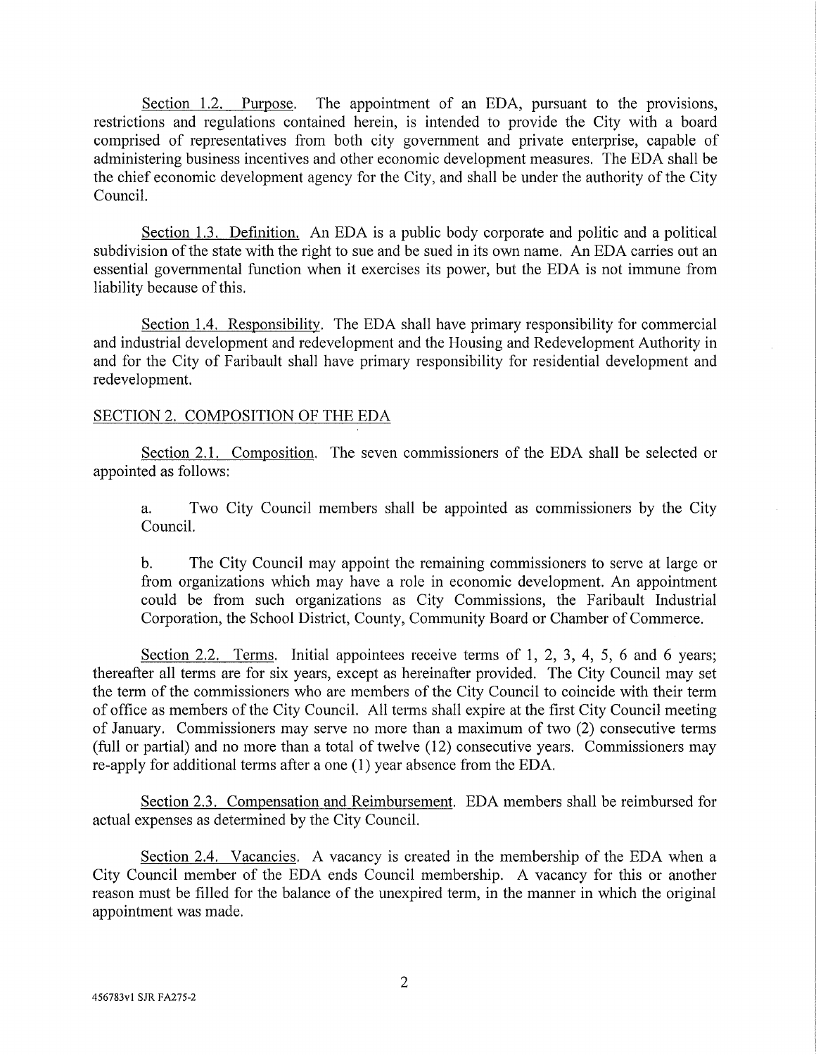Section 1.2. Purpose. The appointment of an EDA, pursuant to the provisions, restrictions and regulations contained herein, is intended to provide the City with a board comprised of representatives from both city government and private enterprise, capable of administering business incentives and other economic development measures. The EDA shall be the chief economic development agency for the City, and shall be under the authority of the City Council.

Section 1.3. Definition. An EDA is a public body corporate and politic and a political subdivision of the state with the right to sue and be sued in its own name. An EDA carries out an essential governmental function when it exercises its power, but the EDA is not immune from liability because of this.

Section 1.4. Responsibility. The EDA shall have primary responsibility for commercial and industrial development and redevelopment and the Housing and Redevelopment Authority in and for the City of Faribault shall have primary responsibility for residential development and redevelopment.

## SECTION 2. COMPOSITION OF THE EDA

Section 2.1. Composition. The seven commissioners of the EDA shall be selected or appointed as follows:

a. Two City Council members shall be appointed as commissioners by the City Council.

b. The City Council may appoint the remaining commissioners to serve at large or from organizations which may have a role in economic development. An appointment could be from such organizations as City Commissions, the Faribault Industrial Corporation, the School District, County, Community Board or Chamber of Commerce.

Section 2.2. Terms. Initial appointees receive terms of 1, 2, 3, 4, 5, 6 and 6 years; thereafter all terms are for six years, except as hereinafter provided. The City Council may set the term of the commissioners who are members of the City Council to coincide with their term of office as members of the City Council. All terms shall expire at the first City Council meeting of January. Commissioners may serve no more than a maximum of two (2) consecutive terms (full or partial) and no more than a total of twelve (12) consecutive years. Commissioners may re-apply for additional terms after a one (1) year absence from the EDA.

Section 2.3. Compensation and Reimbursement. EDA members shall be reimbursed for actual expenses as determined by the City Council.

Section 2.4. Vacancies. A vacancy is created in the membership of the EDA when a City Council member of the EDA ends Council membership. A vacancy for this or another reason must be filled for the balance of the unexpired term, in the manner in which the original appointment was made.

456783v1 SJR FA275-2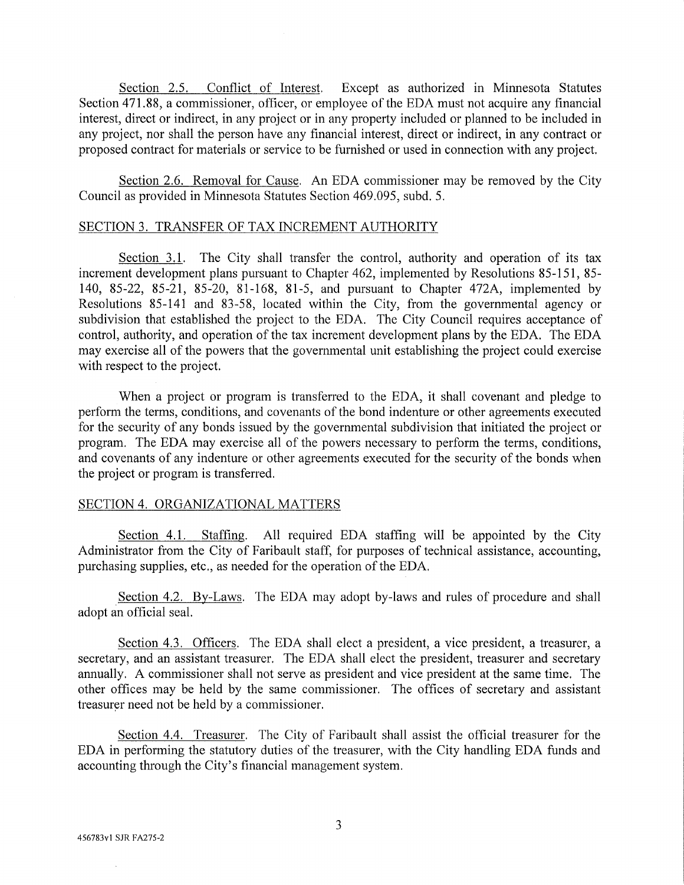Section 2.5. Conflict of Interest. Except as authorized in Minnesota Statutes Section 471.88, a commissioner, officer, or employee of the EDA must not acquire any financial interest, direct or indirect, in any project or in any property included or planned to be included in any project, nor shall the person have any financial interest, direct or indirect, in any contract or proposed contract for materials or service to be furnished or used in connection with any project.

Section 2.6. Removal for Cause. An EDA commissioner may be removed by the City Council as provided in Minnesota Statutes Section 469.095, subd. 5.

## SECTION 3. TRANSFER OF TAX INCREMENT AUTHORITY

Section 3.1. The City shall transfer the control, authority and operation of its tax increment development plans pursuant to Chapter 462, implemented by Resolutions 85-151, 85-140, 85-22, 85-21, 85-20, 81-168, 81-5, and pursuant to Chapter 472A, implemented by Resolutions 85-141 and 83-58, located within the City, from the governmental agency or subdivision that established the project to the EDA. The City Council requires acceptance of control, authority, and operation of the tax increment development plans by the EDA. The EDA may exercise all of the powers that the governmental unit establishing the project could exercise with respect to the project.

When a project or program is transferred to the EDA, it shall covenant and pledge to perform the terms, conditions, and covenants of the bond indenture or other agreements executed for the security of any bonds issued by the governmental subdivision that initiated the project or program. The EDA may exercise all of the powers necessary to perform the terms, conditions, and covenants of any indenture or other agreements executed for the security of the bonds when the project or program is transferred.

## SECTION 4. ORGANIZATIONAL MATTERS

Section 4.1. Staffing. All required EDA staffing will be appointed by the City Administrator from the City of Faribault staff, for purposes of technical assistance, accounting, purchasing supplies, etc., as needed for the operation of the EDA.

Section 4.2. By-Laws. The EDA may adopt by-laws and rules of procedure and shall adopt an official seal.

Section 4.3. Officers. The EDA shall elect a president, a vice president, a treasurer, a secretary, and an assistant treasurer. The EDA shall elect the president, treasurer and secretary annually. A commissioner shall not serve as president and vice president at the same time. The other offices may be held by the same commissioner. The offices of secretary and assistant treasurer need not be held by a commissioner.

Section 4.4. Treasurer. The City of Faribault shall assist the official treasurer for the EDA in performing the statutory duties of the treasurer, with the City handling EDA funds and accounting through the City's financial management system.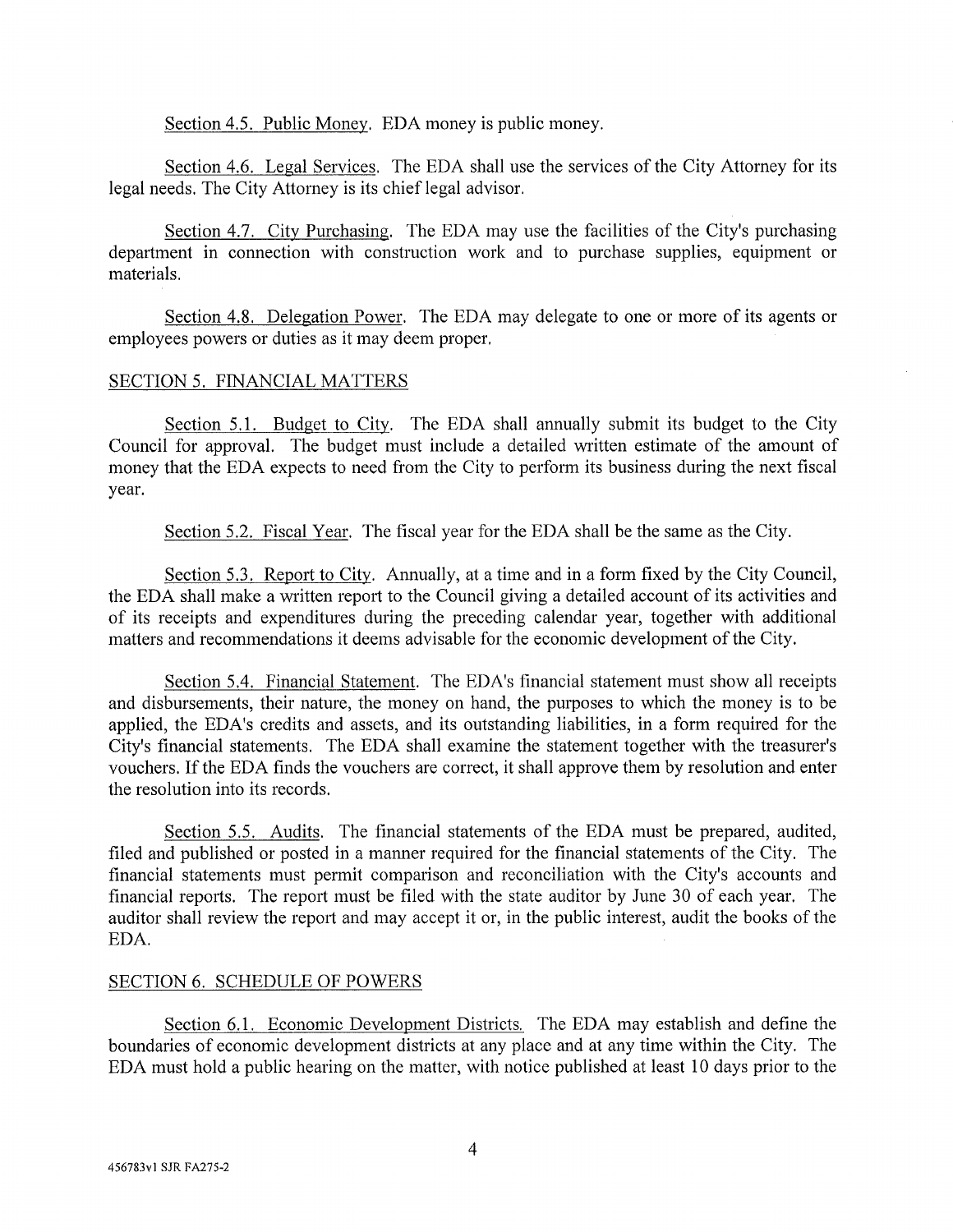Section 4.5. Public Money. EDA money is public money.

Section 4.6. Legal Services. The EDA shall use the services of the City Attorney for its legal needs. The City Attorney is its chief legal advisor.

Section 4.7. City Purchasing. The EDA may use the facilities of the City's purchasing department in connection with construction work and to purchase supplies, equipment or materials.

Section 4.8. Delegation Power. The EDA may delegate to one or more of its agents or employees powers or duties as it may deem proper.

## SECTION 5. FINANCIAL MATTERS

Section 5.1. Budget to City. The EDA shall annually submit its budget to the City Council for approval. The budget must include a detailed written estimate of the amount of money that the EDA expects to need from the City to perform its business during the next fiscal year.

Section 5.2. Fiscal Year. The fiscal year for the EDA shall be the same as the City.

Section 5.3. Report to City. Annually, at a time and in a form fixed by the City Council, the EDA shall make a written report to the Council giving a detailed account of its activities and of its receipts and expenditures during the preceding calendar year, together with additional matters and recommendations it deems advisable for the economic development of the City.

Section 5.4. Financial Statement. The EDA's financial statement must show all receipts and disbursements, their nature, the money on hand, the purposes to which the money is to be applied, the EDA's credits and assets, and its outstanding liabilities, in a form required for the City's financial statements. The EDA shall examine the statement together with the treasurer's vouchers. If the EDA finds the vouchers are correct, it shall approve them by resolution and enter the resolution into its records.

Section 5.5. Audits. The financial statements of the EDA must be prepared, audited, filed and published or posted in a manner required for the financial statements of the City. The financial statements must permit comparison and reconciliation with the City's accounts and financial reports. The report must be filed with the state auditor by June 30 of each year. The auditor shall review the report and may accept it or, in the public interest, audit the books of the EDA.

## SECTION 6. SCHEDULE OF POWERS

Section 6.1. Economic Development Districts. The EDA may establish and define the boundaries of economic development districts at any place and at any time within the City. The EDA must hold a public hearing on the matter, with notice published at least 10 days prior to the

456783v1 SJR FA275-2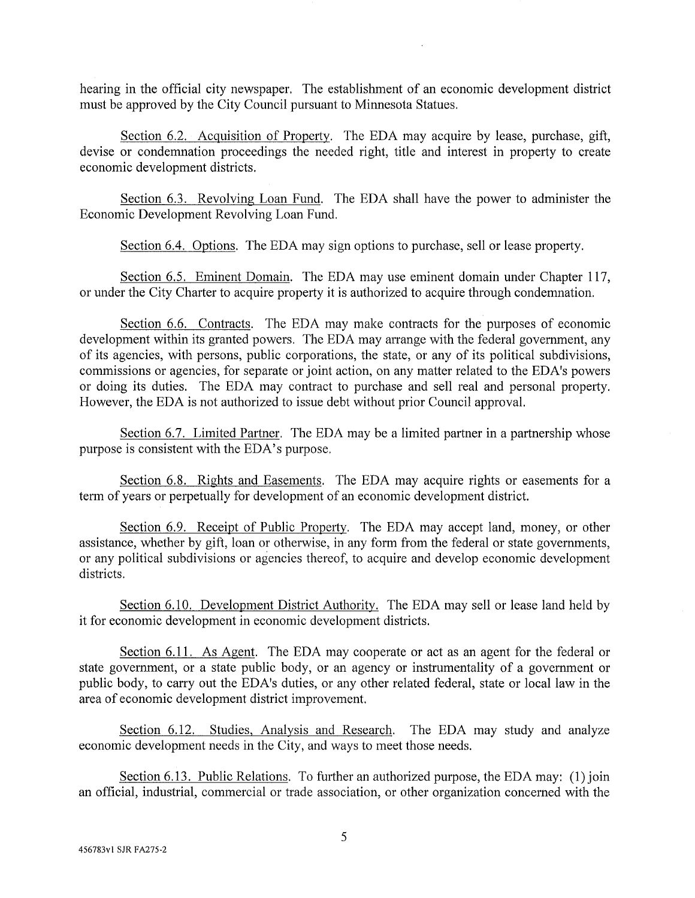hearing in the official city newspaper. The establishment of an economic development district must be approved by the City Council pursuant to Minnesota Statues.

Section 6.2. Acquisition of Property. The EDA may acquire by lease, purchase, gift, devise or condemnation proceedings the needed right, title and interest in property to create economic development districts.

Section 6.3. Revolving Loan Fund. The EDA shall have the power to administer the Economic Development Revolving Loan Fund.

Section 6.4. Options. The EDA may sign options to purchase, sell or lease property.

Section 6.5. Eminent Domain. The EDA may use eminent domain under Chapter 117, or under the City Charter to acquire property it is authorized to acquire through condemnation.

Section 6.6. Contracts. The EDA may make contracts for the purposes of economic development within its granted powers. The EDA may arrange with the federal government, any of its agencies, with persons, public corporations, the state, or any of its political subdivisions, commissions or agencies, for separate or joint action, on any matter related to the EDA's powers or doing its duties. The EDA may contract to purchase and sell real and personal property. However, the EDA is not authorized to issue debt without prior Council approval.

Section 6.7. Limited Partner. The EDA may be a limited partner in a partnership whose purpose is consistent with the EDA's purpose.

Section 6.8. Rights and Easements. The EDA may acquire rights or easements for a term of years or perpetually for development of an economic development district.

Section 6.9. Receipt of Public Property. The EDA may accept land, money, or other assistance, whether by gift, loan or otherwise, in any form from the federal or state governments, or any political subdivisions or agencies thereof, to acquire and develop economic development districts.

Section 6.10. Development District Authority. The EDA may sell or lease land held by it for economic development in economic development districts.

Section 6.11. As Agent. The EDA may cooperate or act as an agent for the federal or state government, or a state public body, or an agency or instrumentality of a government or public body, to carry out the EDA's duties, or any other related federal, state or local law in the area of economic development district improvement.

Section 6.12. Studies, Analysis and Research. The EDA may study and analyze economic development needs in the City, and ways to meet those needs.

Section 6.13. Public Relations. To further an authorized purpose, the EDA may: (1) join an official, industrial, commercial or trade association, or other organization concerned with the

456783v1 SJR FA275-2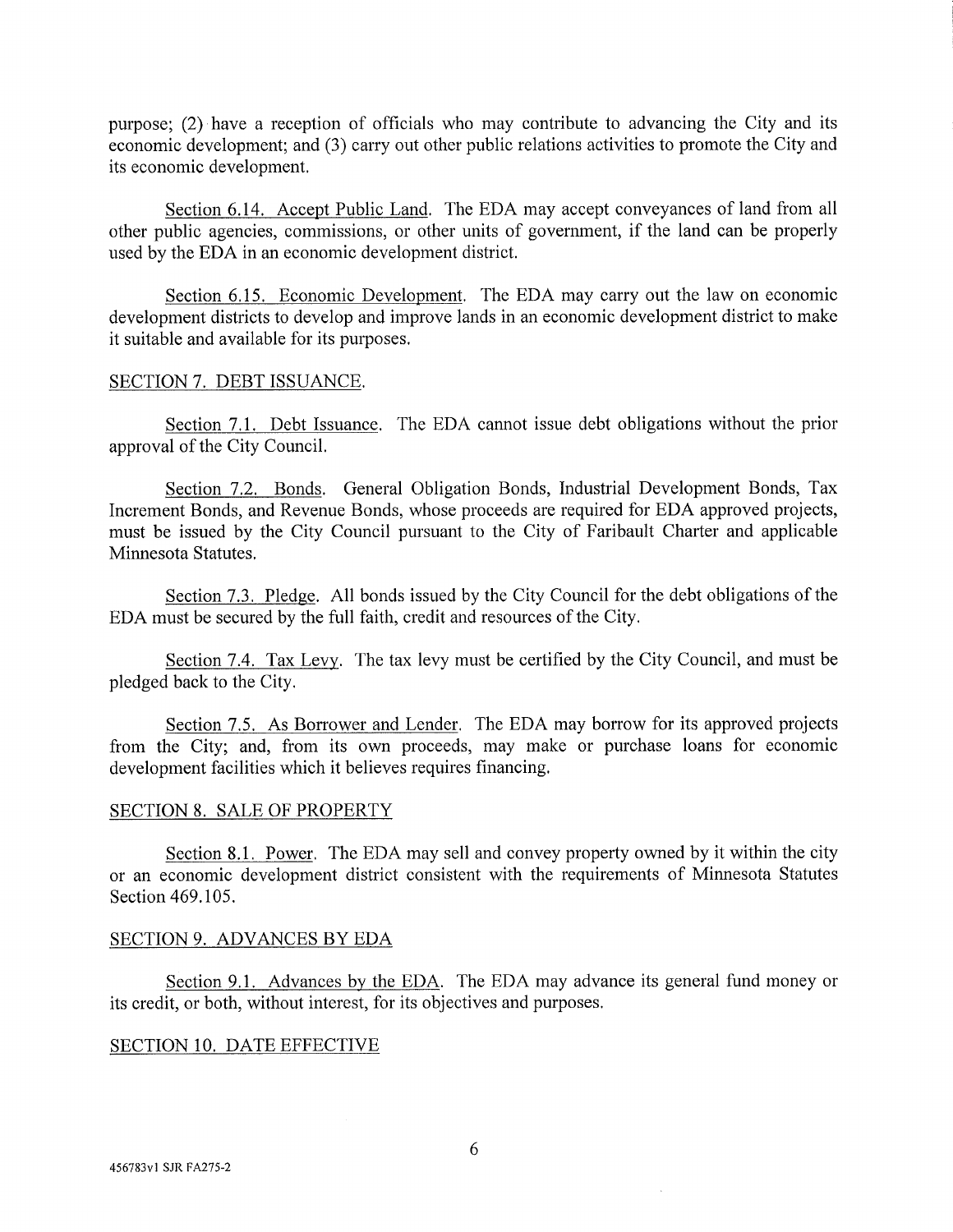purpose; (2) have a reception of officials who may contribute to advancing the City and its economic development; and (3) carry out other public relations activities to promote the City and its economic development.

Section 6.14. Accept Public Land. The EDA may accept conveyances of land from all other public agencies, commissions, or other units of government, if the land can be properly used by the EDA in an economic development district.

Section 6.15. Economic Development. The EDA may carry out the law on economic development districts to develop and improve lands in an economic development district to make it suitable and available for its purposes.

## SECTION 7. DEBT ISSUANCE.

Section 7.1. Debt Issuance. The EDA cannot issue debt obligations without the prior approval of the City Council.

Section 7.2. Bonds. General Obligation Bonds, Industrial Development Bonds, Tax Increment Bonds, and Revenue Bonds, whose proceeds are required for EDA approved projects, must be issued by the City Council pursuant to the City of Faribault Charter and applicable Minnesota Statutes.

Section 7.3. Pledge. All bonds issued by the City Council for the debt obligations of the EDA must be secured by the full faith, credit and resources of the City.

Section 7.4. Tax Levy. The tax levy must be certified by the City Council, and must be pledged back to the City.

Section 7.5. As Borrower and Lender. The EDA may borrow for its approved projects from the City; and, from its own proceeds, may make or purchase loans for economic development facilities which it believes requires financing.

## SECTION 8. SALE OF PROPERTY

Section 8.1. Power. The EDA may sell and convey property owned by it within the city or an economic development district consistent with the requirements of Minnesota Statutes Section 469.105.

## SECTION 9. ADVANCES BY EDA

Section 9.1. Advances by the EDA. The EDA may advance its general fund money or its credit, or both, without interest, for its objectives and purposes.

## SECTION 10. DATE EFFECTIVE

456783v1 SJR FA275-2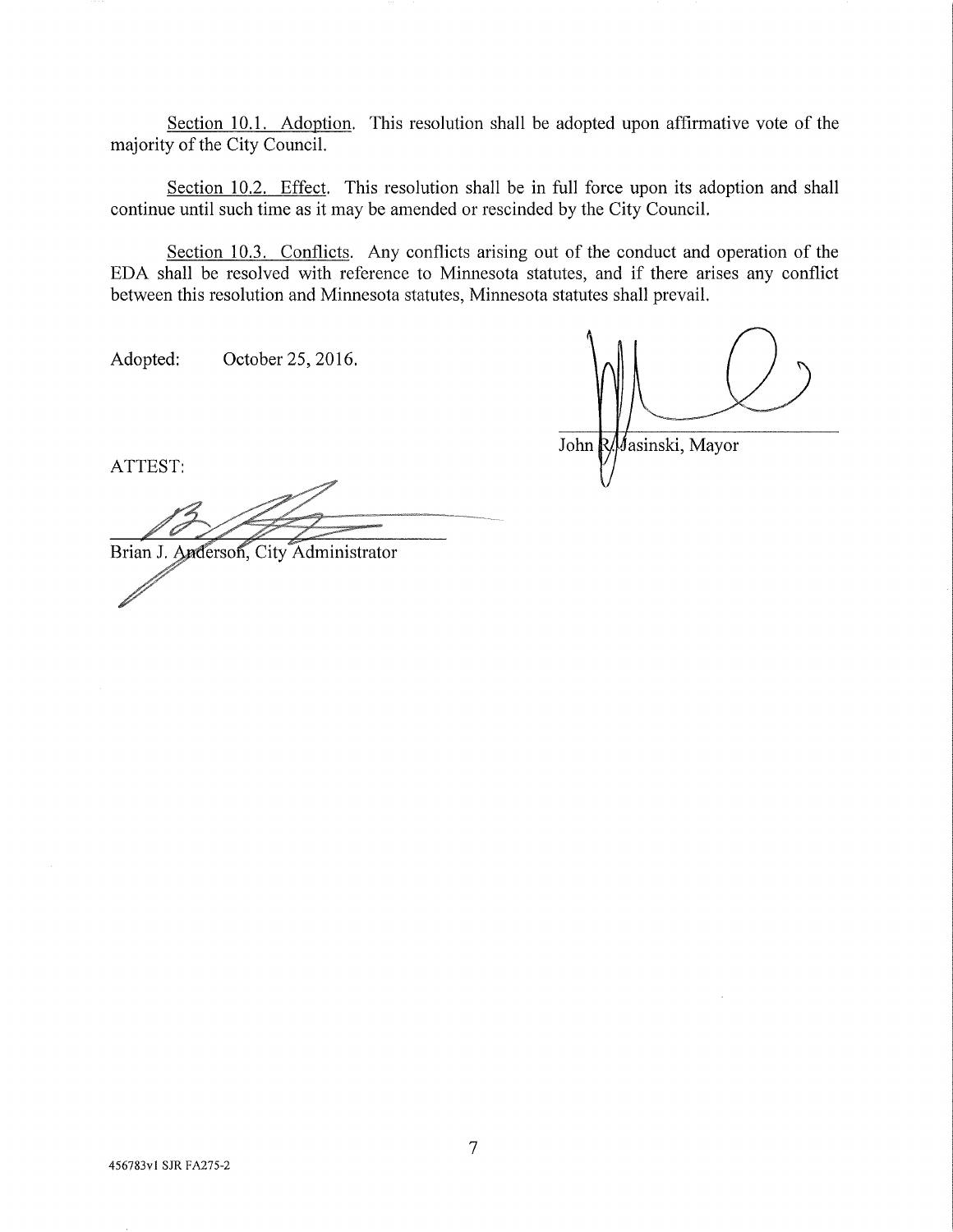Section 10.1. Adoption. This resolution shall be adopted upon affirmative vote of the majority of the City Council.

Section 10.2. Effect. This resolution shall be in full force upon its adoption and shall continue until such time as it may be amended or rescinded by the City Council.

Section 10.3. Conflicts. Any conflicts arising out of the conduct and operation of the EDA shall be resolved with reference to Minnesota statutes, and if there arises any conflict between this resolution and Minnesota statutes, Minnesota statutes shall prevail.

Adopted: October 25, 2016.

John R. Jasinski, Mayor

ATTEST:

Brian J. Anderson, City Administrator

456783v1 SJR FA275-2